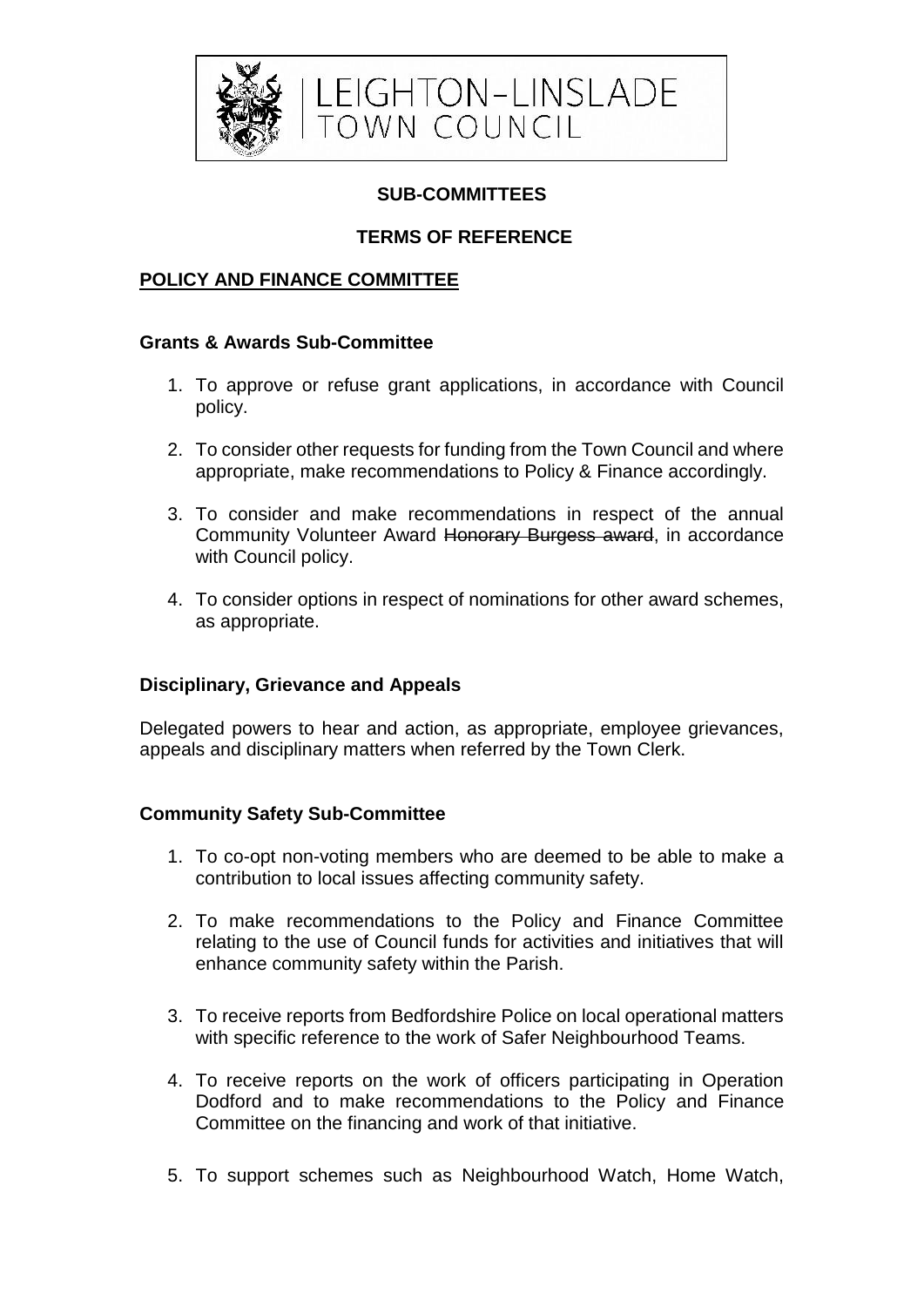LEIGHTON-LINSLADE TOWN COUNCIL

**SUB-COMMITTEES**

**TERMS OF REFERENCE**

**POLICY AND FINANCE COMMITTEE**

### Grants & Awards Sub-Committee

1. To approve or refuse grant applications, in accordance with Council policy.
2. To consider other requests for funding from the Town Council and where appropriate, make recommendations to Policy & Finance accordingly.
3. To consider and make recommendations in respect of the annual Community Volunteer Award ~~Honorary Burgess award~~, in accordance with Council policy.
4. To consider options in respect of nominations for other award schemes, as appropriate.

### Disciplinary, Grievance and Appeals

Delegated powers to hear and action, as appropriate, employee grievances, appeals and disciplinary matters when referred by the Town Clerk.

### Community Safety Sub-Committee

1. To co-opt non-voting members who are deemed to be able to make a contribution to local issues affecting community safety.
2. To make recommendations to the Policy and Finance Committee relating to the use of Council funds for activities and initiatives that will enhance community safety within the Parish.
3. To receive reports from Bedfordshire Police on local operational matters with specific reference to the work of Safer Neighbourhood Teams.
4. To receive reports on the work of officers participating in Operation Dodford and to make recommendations to the Policy and Finance Committee on the financing and work of that initiative.
5. To support schemes such as Neighbourhood Watch, Home Watch,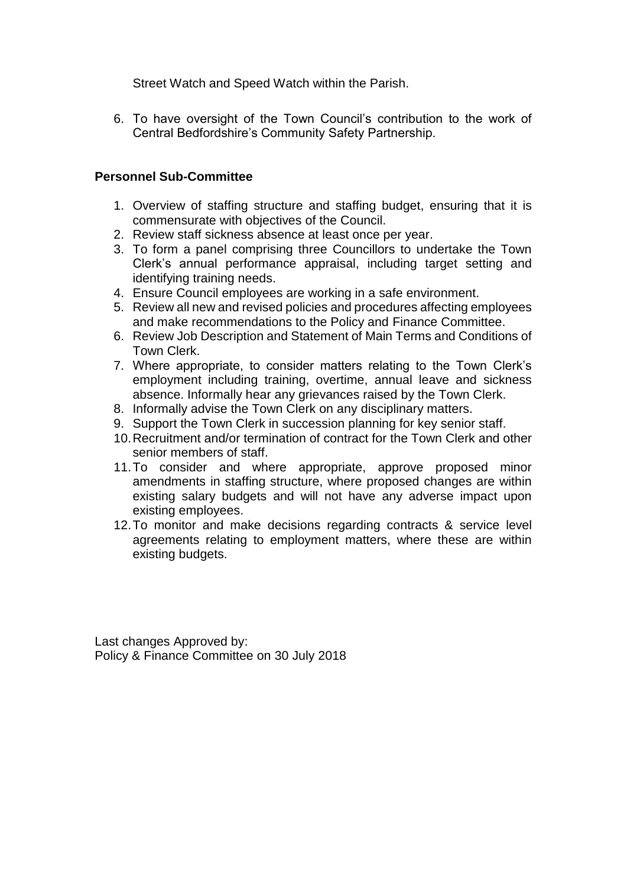Street Watch and Speed Watch within the Parish.

6. To have oversight of the Town Council's contribution to the work of Central Bedfordshire's Community Safety Partnership.

**Personnel Sub-Committee**

1. Overview of staffing structure and staffing budget, ensuring that it is commensurate with objectives of the Council.
2. Review staff sickness absence at least once per year.
3. To form a panel comprising three Councillors to undertake the Town Clerk's annual performance appraisal, including target setting and identifying training needs.
4. Ensure Council employees are working in a safe environment.
5. Review all new and revised policies and procedures affecting employees and make recommendations to the Policy and Finance Committee.
6. Review Job Description and Statement of Main Terms and Conditions of Town Clerk.
7. Where appropriate, to consider matters relating to the Town Clerk's employment including training, overtime, annual leave and sickness absence. Informally hear any grievances raised by the Town Clerk.
8. Informally advise the Town Clerk on any disciplinary matters.
9. Support the Town Clerk in succession planning for key senior staff.
10. Recruitment and/or termination of contract for the Town Clerk and other senior members of staff.
11. To consider and where appropriate, approve proposed minor amendments in staffing structure, where proposed changes are within existing salary budgets and will not have any adverse impact upon existing employees.
12. To monitor and make decisions regarding contracts & service level agreements relating to employment matters, where these are within existing budgets.

Last changes Approved by:
Policy & Finance Committee on 30 July 2018